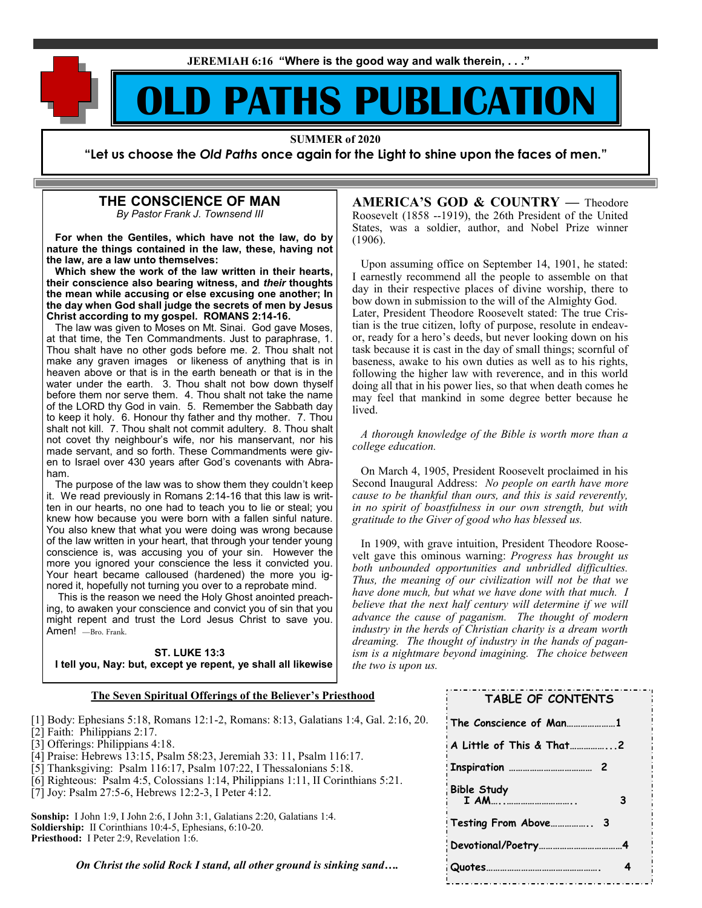JEREMIAH 6:16 "Where is the good way and walk therein, . . ."

# OLD PATHS PUBLICATION

**SUMMER of 2020**

**"Let us choose the *Old Paths* once again for the Light to shine upon the faces of men."**

## THE CONSCIENCE OF MAN

*By Pastor Frank J. Townsend III*

**For when the Gentiles, which have not the law, do by nature the things contained in the law, these, having not the law, are a law unto themselves:**

**Which shew the work of the law written in their hearts, their conscience also bearing witness, and *their* thoughts the mean while accusing or else excusing one another; In the day when God shall judge the secrets of men by Jesus Christ according to my gospel. ROMANS 2:14-16.**

The law was given to Moses on Mt. Sinai. God gave Moses, at that time, the Ten Commandments. Just to paraphrase, 1. Thou shalt have no other gods before me. 2. Thou shalt not make any graven images or likeness of anything that is in heaven above or that is in the earth beneath or that is in the water under the earth. 3. Thou shalt not bow down thyself before them nor serve them. 4. Thou shalt not take the name of the LORD thy God in vain. 5. Remember the Sabbath day to keep it holy. 6. Honour thy father and thy mother. 7. Thou shalt not kill. 7. Thou shalt not commit adultery. 8. Thou shalt not covet thy neighbour's wife, nor his manservant, nor his made servant, and so forth. These Commandments were given to Israel over 430 years after God's covenants with Abraham.

The purpose of the law was to show them they couldn't keep it. We read previously in Romans 2:14-16 that this law is written in our hearts, no one had to teach you to lie or steal; you knew how because you were born with a fallen sinful nature. You also knew that what you were doing was wrong because of the law written in your heart, that through your tender young conscience is, was accusing you of your sin. However the more you ignored your conscience the less it convicted you. Your heart became calloused (hardened) the more you ignored it, hopefully not turning you over to a reprobate mind.

This is the reason we need the Holy Ghost anointed preaching, to awaken your conscience and convict you of sin that you might repent and trust the Lord Jesus Christ to save you. Amen! —Bro. Frank.

**ST. LUKE 13:3**

**I tell you, Nay: but, except ye repent, ye shall all likewise**

**AMERICA'S GOD & COUNTRY —** Theodore Roosevelt (1858 --1919), the 26th President of the United States, was a soldier, author, and Nobel Prize winner (1906).

Upon assuming office on September 14, 1901, he stated: I earnestly recommend all the people to assemble on that day in their respective places of divine worship, there to bow down in submission to the will of the Almighty God. Later, President Theodore Roosevelt stated: The true Cristian is the true citizen, lofty of purpose, resolute in endeavor, ready for a hero's deeds, but never looking down on his task because it is cast in the day of small things; scornful of baseness, awake to his own duties as well as to his rights, following the higher law with reverence, and in this world doing all that in his power lies, so that when death comes he may feel that mankind in some degree better because he lived.

*A thorough knowledge of the Bible is worth more than a college education.*

On March 4, 1905, President Roosevelt proclaimed in his Second Inaugural Address: *No people on earth have more cause to be thankful than ours, and this is said reverently, in no spirit of boastfulness in our own strength, but with gratitude to the Giver of good who has blessed us.*

In 1909, with grave intuition, President Theodore Roosevelt gave this ominous warning: *Progress has brought us both unbounded opportunities and unbridled difficulties. Thus, the meaning of our civilization will not be that we have done much, but what we have done with that much. I believe that the next half century will determine if we will advance the cause of paganism. The thought of modern industry in the herds of Christian charity is a dream worth dreaming. The thought of industry in the hands of paganism is a nightmare beyond imagining. The choice between the two is upon us.*

**The Seven Spiritual Offerings of the Believer's Priesthood**

[1] Body: Ephesians 5:18, Romans 12:1-2, Romans: 8:13, Galatians 1:4, Gal. 2:16, 20.
[2] Faith: Philippians 2:17.
[3] Offerings: Philippians 4:18.
[4] Praise: Hebrews 13:15, Psalm 58:23, Jeremiah 33: 11, Psalm 116:17.
[5] Thanksgiving: Psalm 116:17, Psalm 107:22, I Thessalonians 5:18.
[6] Righteous: Psalm 4:5, Colossians 1:14, Philippians 1:11, II Corinthians 5:21.
[7] Joy: Psalm 27:5-6, Hebrews 12:2-3, I Peter 4:12.

**Sonship:** I John 1:9, I John 2:6, I John 3:1, Galatians 2:20, Galatians 1:4.
**Soldiership:** II Corinthians 10:4-5, Ephesians, 6:10-20.
**Priesthood:** I Peter 2:9, Revelation 1:6.

***On Christ the solid Rock I stand, all other ground is sinking sand….***

**TABLE OF CONTENTS**

| | |
|---|---|
| The Conscience of Man | 1 |
| A Little of This & That | 2 |
| Inspiration | 2 |
| Bible Study I AM | 3 |
| Testing From Above | 3 |
| Devotional/Poetry | 4 |
| Quotes | 4 |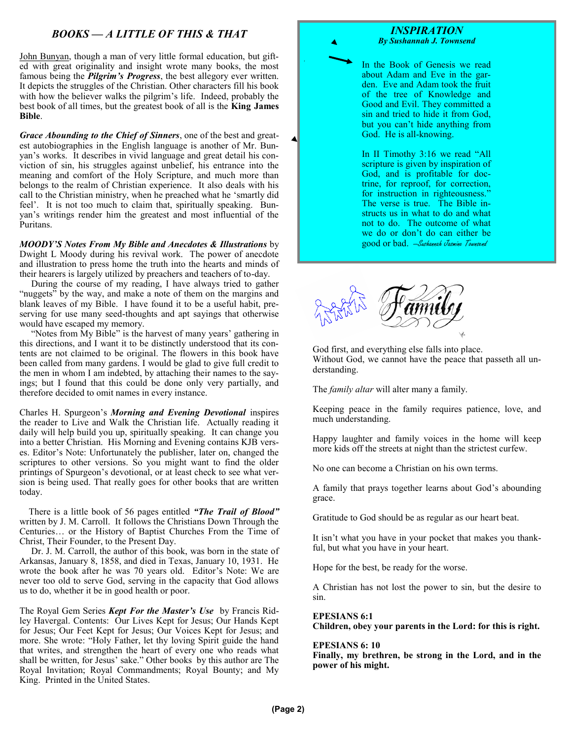## *BOOKS — A LITTLE OF THIS & THAT*

John Bunyan, though a man of very little formal education, but gifted with great originality and insight wrote many books, the most famous being the ***Pilgrim's Progress***, the best allegory ever written. It depicts the struggles of the Christian. Other characters fill his book with how the believer walks the pilgrim's life. Indeed, probably the best book of all times, but the greatest book of all is the **King James Bible**.

***Grace Abounding to the Chief of Sinners***, one of the best and greatest autobiographies in the English language is another of Mr. Bunyan's works. It describes in vivid language and great detail his conviction of sin, his struggles against unbelief, his entrance into the meaning and comfort of the Holy Scripture, and much more than belongs to the realm of Christian experience. It also deals with his call to the Christian ministry, when he preached what he 'smartly did feel'. It is not too much to claim that, spiritually speaking. Bunyan's writings render him the greatest and most influential of the Puritans.

***MOODY'S Notes From My Bible and Anecdotes & Illustrations*** by Dwight L Moody during his revival work. The power of anecdote and illustration to press home the truth into the hearts and minds of their hearers is largely utilized by preachers and teachers of to-day.

During the course of my reading, I have always tried to gather "nuggets" by the way, and make a note of them on the margins and blank leaves of my Bible. I have found it to be a useful habit, preserving for use many seed-thoughts and apt sayings that otherwise would have escaped my memory.

"Notes from My Bible" is the harvest of many years' gathering in this directions, and I want it to be distinctly understood that its contents are not claimed to be original. The flowers in this book have been called from many gardens. I would be glad to give full credit to the men in whom I am indebted, by attaching their names to the sayings; but I found that this could be done only very partially, and therefore decided to omit names in every instance.

Charles H. Spurgeon's ***Morning and Evening Devotional*** inspires the reader to Live and Walk the Christian life. Actually reading it daily will help build you up, spiritually speaking. It can change you into a better Christian. His Morning and Evening contains KJB verses. Editor's Note: Unfortunately the publisher, later on, changed the scriptures to other versions. So you might want to find the older printings of Spurgeon's devotional, or at least check to see what version is being used. That really goes for other books that are written today.

There is a little book of 56 pages entitled ***"The Trail of Blood"*** written by J. M. Carroll. It follows the Christians Down Through the Centuries… or the History of Baptist Churches From the Time of Christ, Their Founder, to the Present Day.

Dr. J. M. Carroll, the author of this book, was born in the state of Arkansas, January 8, 1858, and died in Texas, January 10, 1931. He wrote the book after he was 70 years old. Editor's Note: We are never too old to serve God, serving in the capacity that God allows us to do, whether it be in good health or poor.

The Royal Gem Series ***Kept For the Master's Use*** by Francis Ridley Havergal. Contents: Our Lives Kept for Jesus; Our Hands Kept for Jesus; Our Feet Kept for Jesus; Our Voices Kept for Jesus; and more. She wrote: "Holy Father, let thy loving Spirit guide the hand that writes, and strengthen the heart of every one who reads what shall be written, for Jesus' sake." Other books by this author are The Royal Invitation; Royal Commandments; Royal Bounty; and My King. Printed in the United States.

## *INSPIRATION*
***By Sushannah J. Townsend***

In the Book of Genesis we read about Adam and Eve in the garden. Eve and Adam took the fruit of the tree of Knowledge and Good and Evil. They committed a sin and tried to hide it from God, but you can't hide anything from God. He is all-knowing.

In II Timothy 3:16 we read "All scripture is given by inspiration of God, and is profitable for doctrine, for reproof, for correction, for instruction in righteousness." The verse is true. The Bible instructs us in what to do and what not to do. The outcome of what we do or don't do can either be good or bad. *—Sushannah Jasmine Townsend*

## Family

God first, and everything else falls into place.
Without God, we cannot have the peace that passeth all understanding.

The *family altar* will alter many a family.

Keeping peace in the family requires patience, love, and much understanding.

Happy laughter and family voices in the home will keep more kids off the streets at night than the strictest curfew.

No one can become a Christian on his own terms.

A family that prays together learns about God's abounding grace.

Gratitude to God should be as regular as our heart beat.

It isn't what you have in your pocket that makes you thankful, but what you have in your heart.

Hope for the best, be ready for the worse.

A Christian has not lost the power to sin, but the desire to sin.

**EPESIANS 6:1**
**Children, obey your parents in the Lord: for this is right.**

**EPESIANS 6: 10**
**Finally, my brethren, be strong in the Lord, and in the power of his might.**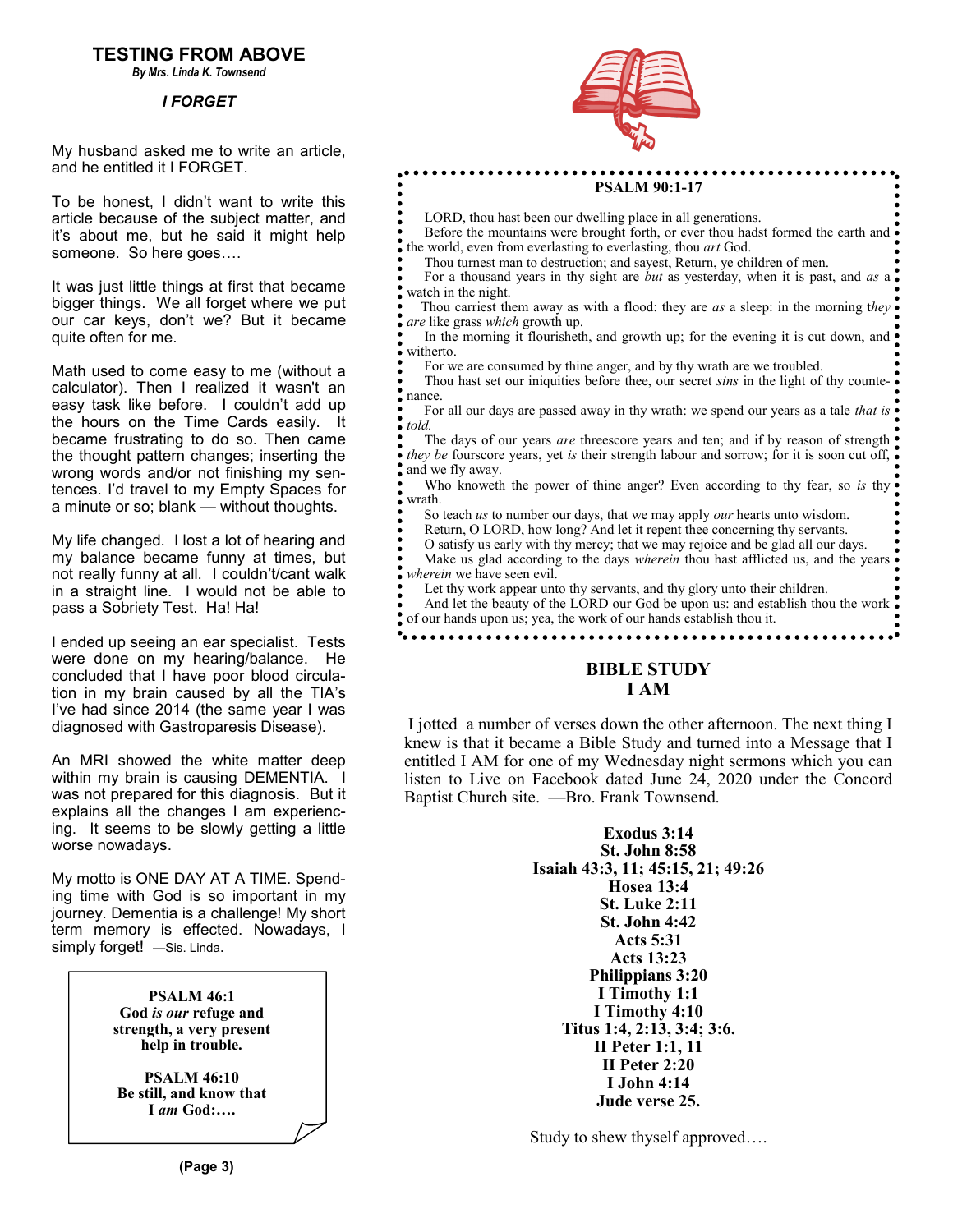## TESTING FROM ABOVE

***By Mrs. Linda K. Townsend***

### *I FORGET*

My husband asked me to write an article, and he entitled it I FORGET.

To be honest, I didn't want to write this article because of the subject matter, and it's about me, but he said it might help someone. So here goes….

It was just little things at first that became bigger things. We all forget where we put our car keys, don't we? But it became quite often for me.

Math used to come easy to me (without a calculator). Then I realized it wasn't an easy task like before. I couldn't add up the hours on the Time Cards easily. It became frustrating to do so. Then came the thought pattern changes; inserting the wrong words and/or not finishing my sentences. I'd travel to my Empty Spaces for a minute or so; blank — without thoughts.

My life changed. I lost a lot of hearing and my balance became funny at times, but not really funny at all. I couldn't/cant walk in a straight line. I would not be able to pass a Sobriety Test. Ha! Ha!

I ended up seeing an ear specialist. Tests were done on my hearing/balance. He concluded that I have poor blood circulation in my brain caused by all the TIA's I've had since 2014 (the same year I was diagnosed with Gastroparesis Disease).

An MRI showed the white matter deep within my brain is causing DEMENTIA. I was not prepared for this diagnosis. But it explains all the changes I am experiencing. It seems to be slowly getting a little worse nowadays.

My motto is ONE DAY AT A TIME. Spending time with God is so important in my journey. Dementia is a challenge! My short term memory is effected. Nowadays, I simply forget! —Sis. Linda.

**PSALM 46:1**
**God *is our* refuge and strength, a very present help in trouble.**

**PSALM 46:10**
**Be still, and know that I *am* God:….**

**PSALM 90:1-17**

LORD, thou hast been our dwelling place in all generations.
Before the mountains were brought forth, or ever thou hadst formed the earth and the world, even from everlasting to everlasting, thou *art* God.
Thou turnest man to destruction; and sayest, Return, ye children of men.
For a thousand years in thy sight are *but* as yesterday, when it is past, and *as* a watch in the night.
Thou carriest them away as with a flood: they are *as* a sleep: in the morning *they are* like grass *which* groweth up.
In the morning it flourisheth, and groweth up; for the evening it is cut down, and witherto.
For we are consumed by thine anger, and by thy wrath are we troubled.
Thou hast set our iniquities before thee, our secret *sins* in the light of thy countenance.
For all our days are passed away in thy wrath: we spend our years as a tale *that is told.*
The days of our years *are* threescore years and ten; and if by reason of strength *they be* fourscore years, yet *is* their strength labour and sorrow; for it is soon cut off, and we fly away.
Who knoweth the power of thine anger? Even according to thy fear, so *is* thy wrath.
So teach *us* to number our days, that we may apply *our* hearts unto wisdom.
Return, O LORD, how long? And let it repent thee concerning thy servants.
O satisfy us early with thy mercy; that we may rejoice and be glad all our days.
Make us glad according to the days *wherein* thou hast afflicted us, and the years *wherein* we have seen evil.
Let thy work appear unto thy servants, and thy glory unto their children.
And let the beauty of the LORD our God be upon us: and establish thou the work of our hands upon us; yea, the work of our hands establish thou it.

## BIBLE STUDY
## I AM

I jotted a number of verses down the other afternoon. The next thing I knew is that it became a Bible Study and turned into a Message that I entitled I AM for one of my Wednesday night sermons which you can listen to Live on Facebook dated June 24, 2020 under the Concord Baptist Church site. —Bro. Frank Townsend.

**Exodus 3:14**
**St. John 8:58**
**Isaiah 43:3, 11; 45:15, 21; 49:26**
**Hosea 13:4**
**St. Luke 2:11**
**St. John 4:42**
**Acts 5:31**
**Acts 13:23**
**Philippians 3:20**
**I Timothy 1:1**
**I Timothy 4:10**
**Titus 1:4, 2:13, 3:4; 3:6.**
**II Peter 1:1, 11**
**II Peter 2:20**
**I John 4:14**
**Jude verse 25.**

Study to shew thyself approved….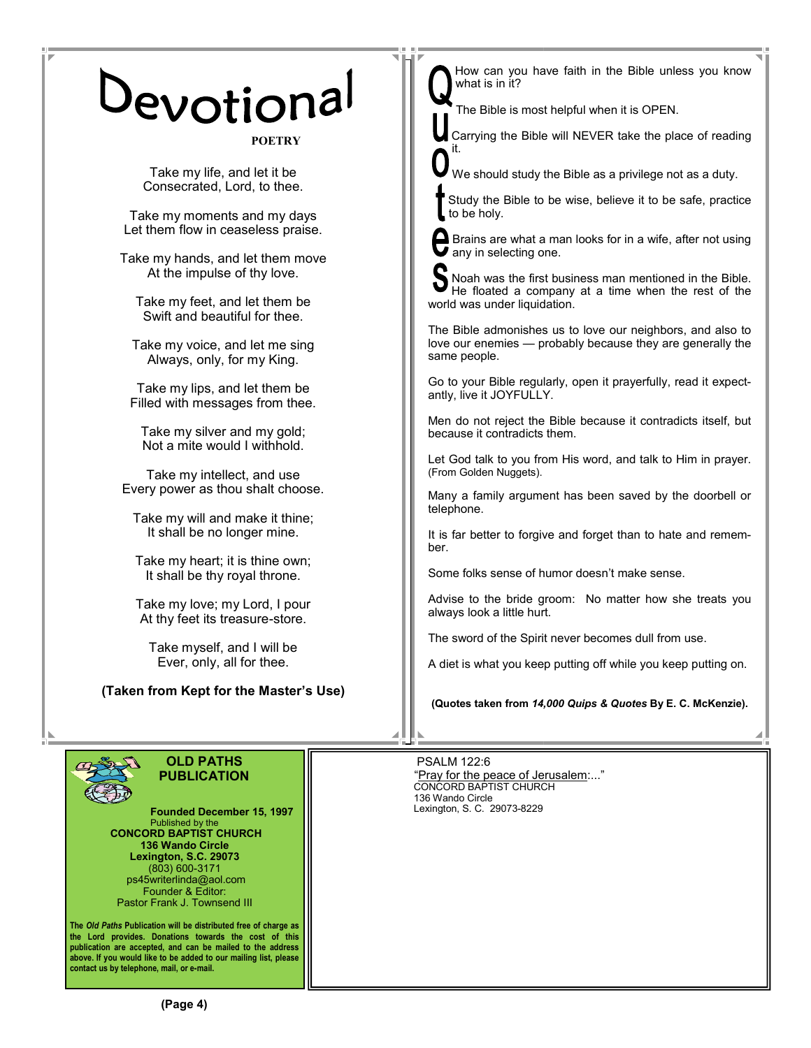# Devotional

**POETRY**

Take my life, and let it be
Consecrated, Lord, to thee.

Take my moments and my days
Let them flow in ceaseless praise.

Take my hands, and let them move
At the impulse of thy love.

Take my feet, and let them be
Swift and beautiful for thee.

Take my voice, and let me sing
Always, only, for my King.

Take my lips, and let them be
Filled with messages from thee.

Take my silver and my gold;
Not a mite would I withhold.

Take my intellect, and use
Every power as thou shalt choose.

Take my will and make it thine;
It shall be no longer mine.

Take my heart; it is thine own;
It shall be thy royal throne.

Take my love; my Lord, I pour
At thy feet its treasure-store.

Take myself, and I will be
Ever, only, all for thee.

**(Taken from Kept for the Master's Use)**

# Quotes

How can you have faith in the Bible unless you know what is in it?

The Bible is most helpful when it is OPEN.

Carrying the Bible will NEVER take the place of reading it.

We should study the Bible as a privilege not as a duty.

Study the Bible to be wise, believe it to be safe, practice to be holy.

Brains are what a man looks for in a wife, after not using any in selecting one.

Noah was the first business man mentioned in the Bible. He floated a company at a time when the rest of the world was under liquidation.

The Bible admonishes us to love our neighbors, and also to love our enemies — probably because they are generally the same people.

Go to your Bible regularly, open it prayerfully, read it expectantly, live it JOYFULLY.

Men do not reject the Bible because it contradicts itself, but because it contradicts them.

Let God talk to you from His word, and talk to Him in prayer. (From Golden Nuggets).

Many a family argument has been saved by the doorbell or telephone.

It is far better to forgive and forget than to hate and remember.

Some folks sense of humor doesn't make sense.

Advise to the bride groom: No matter how she treats you always look a little hurt.

The sword of the Spirit never becomes dull from use.

A diet is what you keep putting off while you keep putting on.

**(Quotes taken from *14,000 Quips & Quotes* By E. C. McKenzie).**

## OLD PATHS PUBLICATION

**Founded December 15, 1997**
Published by the
**CONCORD BAPTIST CHURCH**
**136 Wando Circle**
**Lexington, S.C. 29073**
(803) 600-3171
ps45writerlinda@aol.com
Founder & Editor:
Pastor Frank J. Townsend III

**The *Old Paths* Publication will be distributed free of charge as the Lord provides. Donations towards the cost of this publication are accepted, and can be mailed to the address above. If you would like to be added to our mailing list, please contact us by telephone, mail, or e-mail.**

PSALM 122:6
"Pray for the peace of Jerusalem:..."
CONCORD BAPTIST CHURCH
136 Wando Circle
Lexington, S. C. 29073-8229